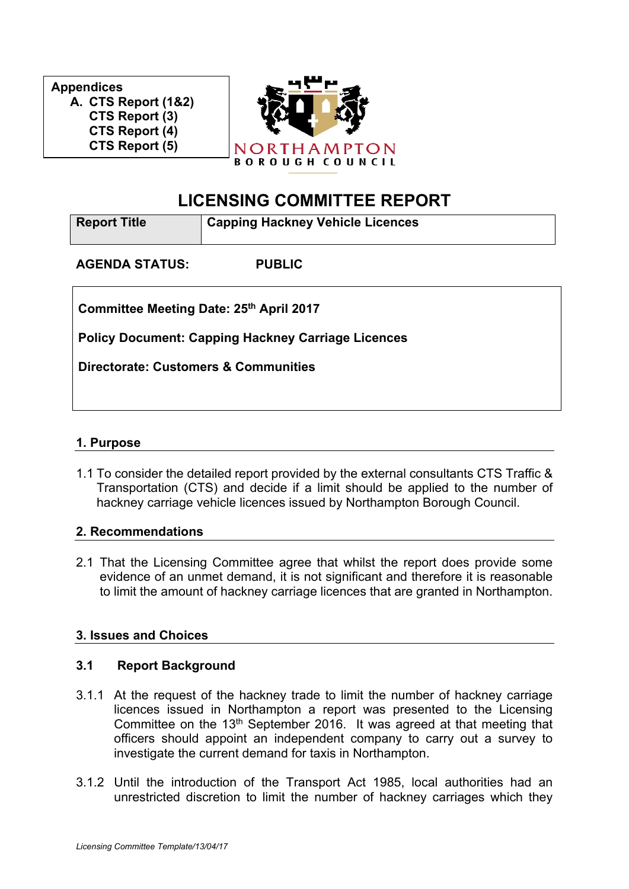**Appendices**

A. CTS Report (1&2)
   CTS Report (3)
   CTS Report (4)
   CTS Report (5)

NORTHAMPTON
BOROUGH COUNCIL

# LICENSING COMMITTEE REPORT

| Report Title | Capping Hackney Vehicle Licences |
|---|---|

**AGENDA STATUS: PUBLIC**

**Committee Meeting Date: 25th April 2017**

**Policy Document: Capping Hackney Carriage Licences**

**Directorate: Customers & Communities**

## 1. Purpose

1.1 To consider the detailed report provided by the external consultants CTS Traffic & Transportation (CTS) and decide if a limit should be applied to the number of hackney carriage vehicle licences issued by Northampton Borough Council.

## 2. Recommendations

2.1 That the Licensing Committee agree that whilst the report does provide some evidence of an unmet demand, it is not significant and therefore it is reasonable to limit the amount of hackney carriage licences that are granted in Northampton.

## 3. Issues and Choices

### 3.1 Report Background

3.1.1 At the request of the hackney trade to limit the number of hackney carriage licences issued in Northampton a report was presented to the Licensing Committee on the 13th September 2016. It was agreed at that meeting that officers should appoint an independent company to carry out a survey to investigate the current demand for taxis in Northampton.

3.1.2 Until the introduction of the Transport Act 1985, local authorities had an unrestricted discretion to limit the number of hackney carriages which they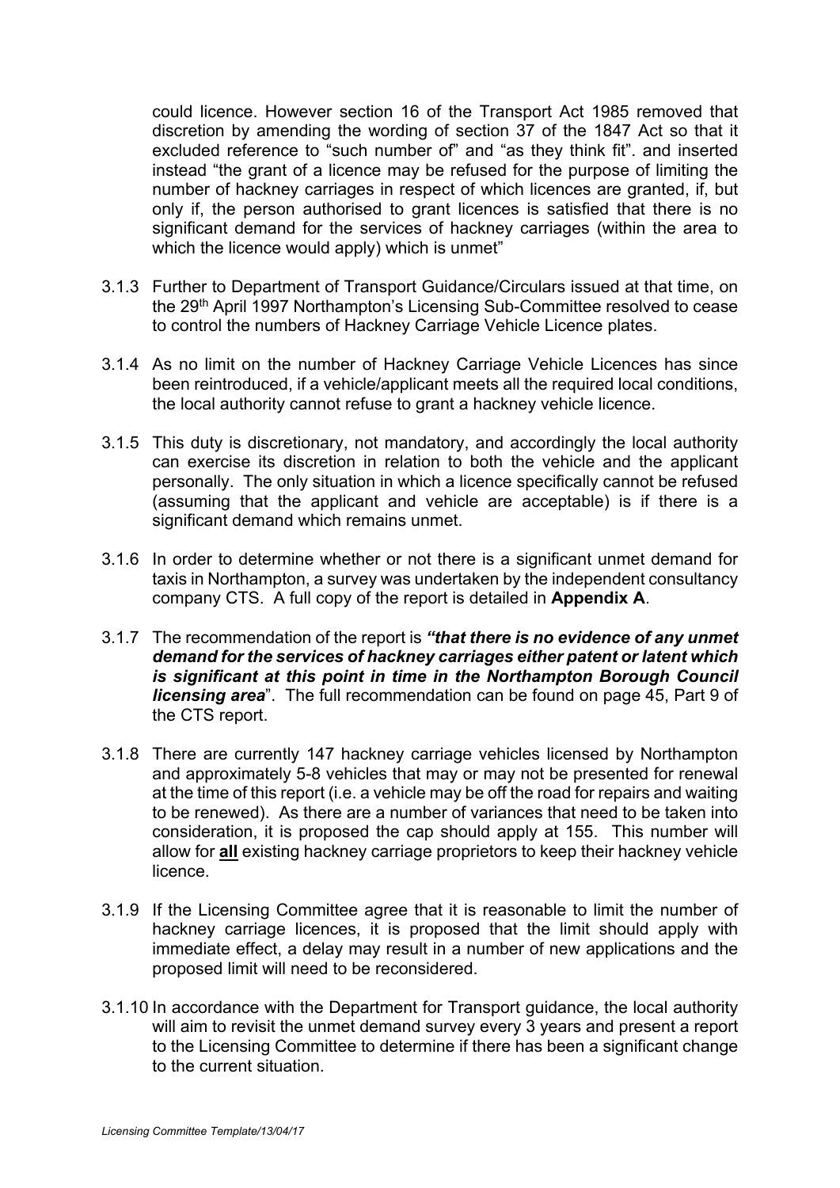could licence. However section 16 of the Transport Act 1985 removed that discretion by amending the wording of section 37 of the 1847 Act so that it excluded reference to "such number of" and "as they think fit". and inserted instead "the grant of a licence may be refused for the purpose of limiting the number of hackney carriages in respect of which licences are granted, if, but only if, the person authorised to grant licences is satisfied that there is no significant demand for the services of hackney carriages (within the area to which the licence would apply) which is unmet"

3.1.3 Further to Department of Transport Guidance/Circulars issued at that time, on the 29th April 1997 Northampton's Licensing Sub-Committee resolved to cease to control the numbers of Hackney Carriage Vehicle Licence plates.

3.1.4 As no limit on the number of Hackney Carriage Vehicle Licences has since been reintroduced, if a vehicle/applicant meets all the required local conditions, the local authority cannot refuse to grant a hackney vehicle licence.

3.1.5 This duty is discretionary, not mandatory, and accordingly the local authority can exercise its discretion in relation to both the vehicle and the applicant personally. The only situation in which a licence specifically cannot be refused (assuming that the applicant and vehicle are acceptable) is if there is a significant demand which remains unmet.

3.1.6 In order to determine whether or not there is a significant unmet demand for taxis in Northampton, a survey was undertaken by the independent consultancy company CTS. A full copy of the report is detailed in **Appendix A**.

3.1.7 The recommendation of the report is ***"that there is no evidence of any unmet demand for the services of hackney carriages either patent or latent which is significant at this point in time in the Northampton Borough Council licensing area***". The full recommendation can be found on page 45, Part 9 of the CTS report.

3.1.8 There are currently 147 hackney carriage vehicles licensed by Northampton and approximately 5-8 vehicles that may or may not be presented for renewal at the time of this report (i.e. a vehicle may be off the road for repairs and waiting to be renewed). As there are a number of variances that need to be taken into consideration, it is proposed the cap should apply at 155. This number will allow for **all** existing hackney carriage proprietors to keep their hackney vehicle licence.

3.1.9 If the Licensing Committee agree that it is reasonable to limit the number of hackney carriage licences, it is proposed that the limit should apply with immediate effect, a delay may result in a number of new applications and the proposed limit will need to be reconsidered.

3.1.10 In accordance with the Department for Transport guidance, the local authority will aim to revisit the unmet demand survey every 3 years and present a report to the Licensing Committee to determine if there has been a significant change to the current situation.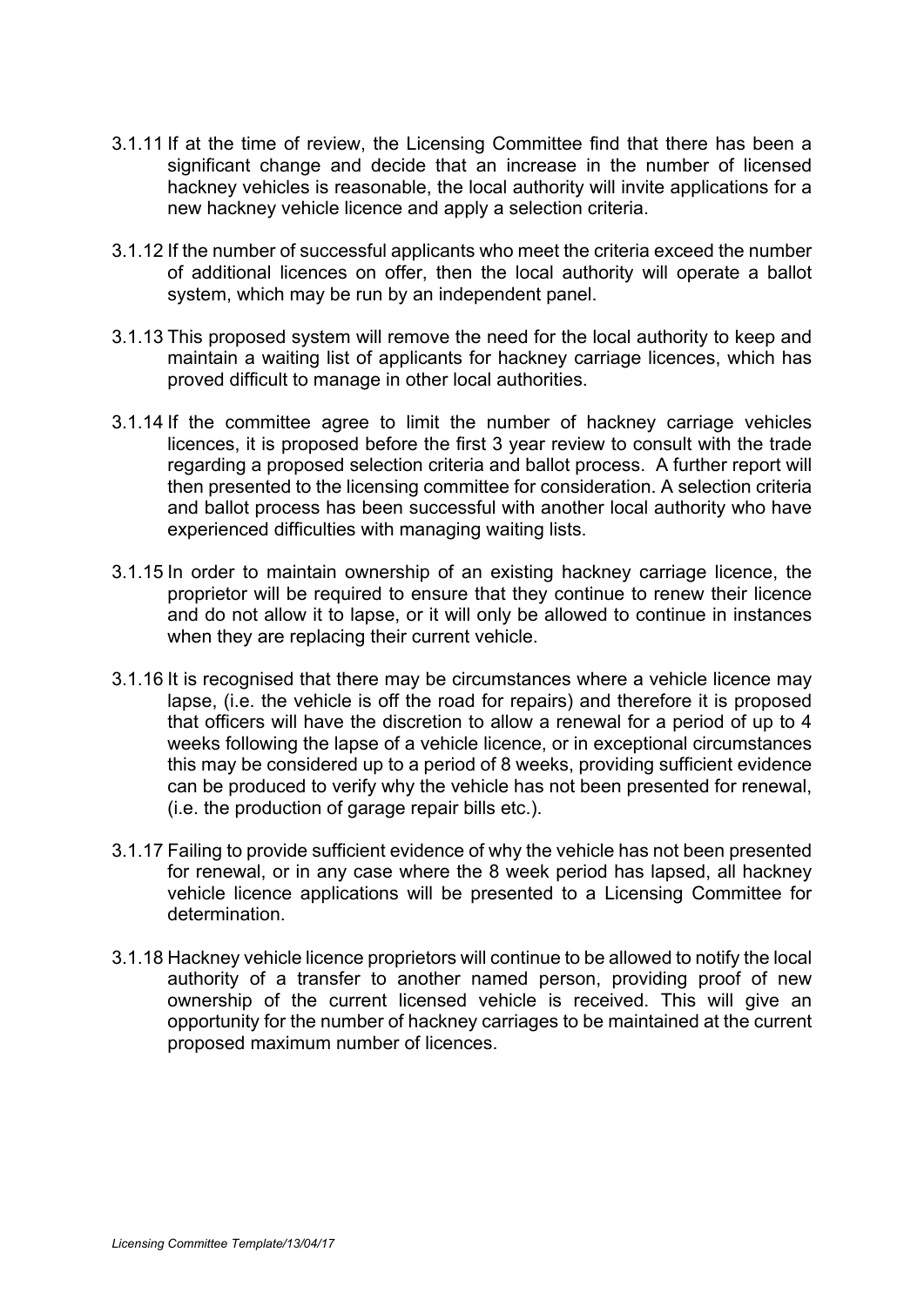3.1.11 If at the time of review, the Licensing Committee find that there has been a significant change and decide that an increase in the number of licensed hackney vehicles is reasonable, the local authority will invite applications for a new hackney vehicle licence and apply a selection criteria.

3.1.12 If the number of successful applicants who meet the criteria exceed the number of additional licences on offer, then the local authority will operate a ballot system, which may be run by an independent panel.

3.1.13 This proposed system will remove the need for the local authority to keep and maintain a waiting list of applicants for hackney carriage licences, which has proved difficult to manage in other local authorities.

3.1.14 If the committee agree to limit the number of hackney carriage vehicles licences, it is proposed before the first 3 year review to consult with the trade regarding a proposed selection criteria and ballot process. A further report will then presented to the licensing committee for consideration. A selection criteria and ballot process has been successful with another local authority who have experienced difficulties with managing waiting lists.

3.1.15 In order to maintain ownership of an existing hackney carriage licence, the proprietor will be required to ensure that they continue to renew their licence and do not allow it to lapse, or it will only be allowed to continue in instances when they are replacing their current vehicle.

3.1.16 It is recognised that there may be circumstances where a vehicle licence may lapse, (i.e. the vehicle is off the road for repairs) and therefore it is proposed that officers will have the discretion to allow a renewal for a period of up to 4 weeks following the lapse of a vehicle licence, or in exceptional circumstances this may be considered up to a period of 8 weeks, providing sufficient evidence can be produced to verify why the vehicle has not been presented for renewal, (i.e. the production of garage repair bills etc.).

3.1.17 Failing to provide sufficient evidence of why the vehicle has not been presented for renewal, or in any case where the 8 week period has lapsed, all hackney vehicle licence applications will be presented to a Licensing Committee for determination.

3.1.18 Hackney vehicle licence proprietors will continue to be allowed to notify the local authority of a transfer to another named person, providing proof of new ownership of the current licensed vehicle is received. This will give an opportunity for the number of hackney carriages to be maintained at the current proposed maximum number of licences.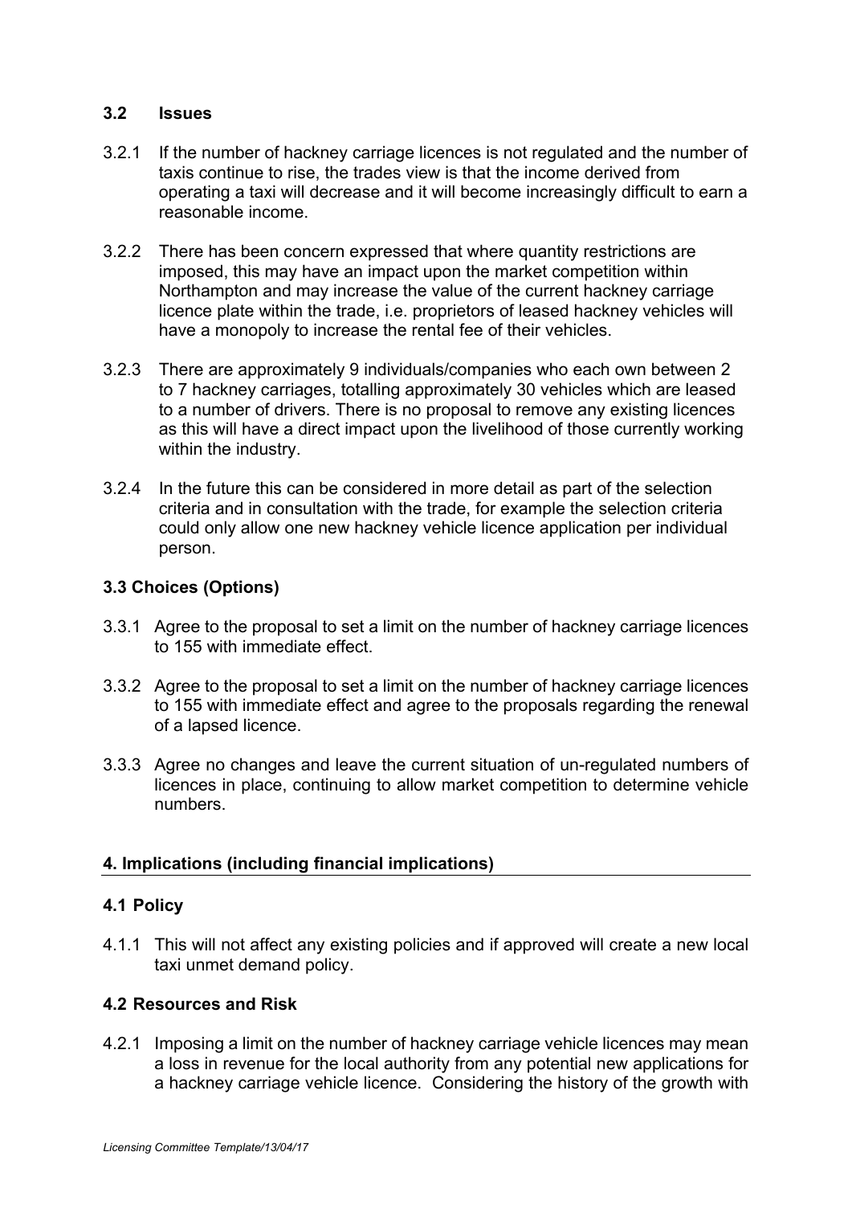### 3.2 Issues

3.2.1 If the number of hackney carriage licences is not regulated and the number of taxis continue to rise, the trades view is that the income derived from operating a taxi will decrease and it will become increasingly difficult to earn a reasonable income.

3.2.2 There has been concern expressed that where quantity restrictions are imposed, this may have an impact upon the market competition within Northampton and may increase the value of the current hackney carriage licence plate within the trade, i.e. proprietors of leased hackney vehicles will have a monopoly to increase the rental fee of their vehicles.

3.2.3 There are approximately 9 individuals/companies who each own between 2 to 7 hackney carriages, totalling approximately 30 vehicles which are leased to a number of drivers. There is no proposal to remove any existing licences as this will have a direct impact upon the livelihood of those currently working within the industry.

3.2.4 In the future this can be considered in more detail as part of the selection criteria and in consultation with the trade, for example the selection criteria could only allow one new hackney vehicle licence application per individual person.

### 3.3 Choices (Options)

3.3.1 Agree to the proposal to set a limit on the number of hackney carriage licences to 155 with immediate effect.

3.3.2 Agree to the proposal to set a limit on the number of hackney carriage licences to 155 with immediate effect and agree to the proposals regarding the renewal of a lapsed licence.

3.3.3 Agree no changes and leave the current situation of un-regulated numbers of licences in place, continuing to allow market competition to determine vehicle numbers.

## 4. Implications (including financial implications)

### 4.1 Policy

4.1.1 This will not affect any existing policies and if approved will create a new local taxi unmet demand policy.

### 4.2 Resources and Risk

4.2.1 Imposing a limit on the number of hackney carriage vehicle licences may mean a loss in revenue for the local authority from any potential new applications for a hackney carriage vehicle licence. Considering the history of the growth with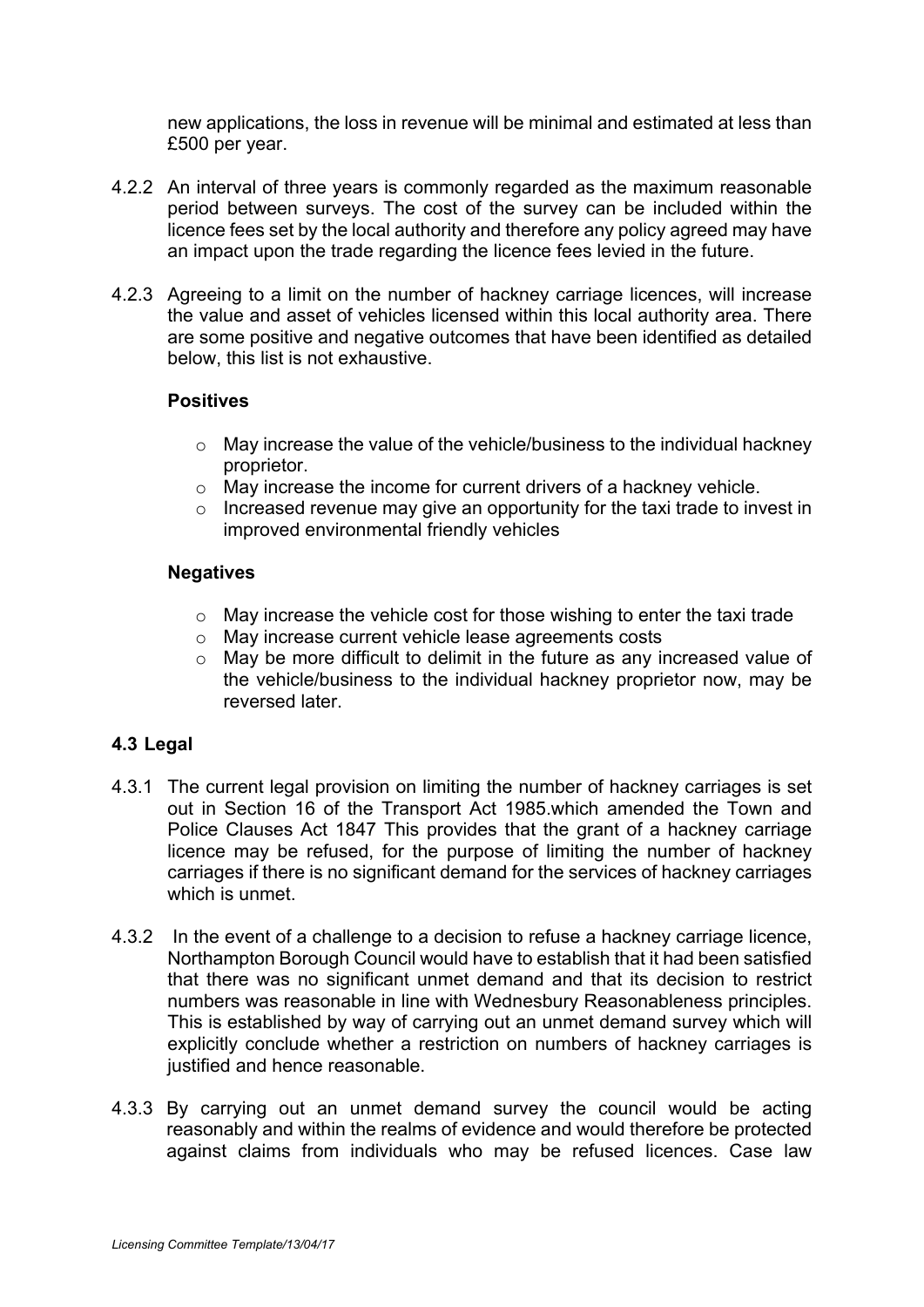new applications, the loss in revenue will be minimal and estimated at less than £500 per year.

4.2.2 An interval of three years is commonly regarded as the maximum reasonable period between surveys. The cost of the survey can be included within the licence fees set by the local authority and therefore any policy agreed may have an impact upon the trade regarding the licence fees levied in the future.

4.2.3 Agreeing to a limit on the number of hackney carriage licences, will increase the value and asset of vehicles licensed within this local authority area. There are some positive and negative outcomes that have been identified as detailed below, this list is not exhaustive.

**Positives**

- May increase the value of the vehicle/business to the individual hackney proprietor.
- May increase the income for current drivers of a hackney vehicle.
- Increased revenue may give an opportunity for the taxi trade to invest in improved environmental friendly vehicles

**Negatives**

- May increase the vehicle cost for those wishing to enter the taxi trade
- May increase current vehicle lease agreements costs
- May be more difficult to delimit in the future as any increased value of the vehicle/business to the individual hackney proprietor now, may be reversed later.

### 4.3 Legal

4.3.1 The current legal provision on limiting the number of hackney carriages is set out in Section 16 of the Transport Act 1985.which amended the Town and Police Clauses Act 1847 This provides that the grant of a hackney carriage licence may be refused, for the purpose of limiting the number of hackney carriages if there is no significant demand for the services of hackney carriages which is unmet.

4.3.2 In the event of a challenge to a decision to refuse a hackney carriage licence, Northampton Borough Council would have to establish that it had been satisfied that there was no significant unmet demand and that its decision to restrict numbers was reasonable in line with Wednesbury Reasonableness principles. This is established by way of carrying out an unmet demand survey which will explicitly conclude whether a restriction on numbers of hackney carriages is justified and hence reasonable.

4.3.3 By carrying out an unmet demand survey the council would be acting reasonably and within the realms of evidence and would therefore be protected against claims from individuals who may be refused licences. Case law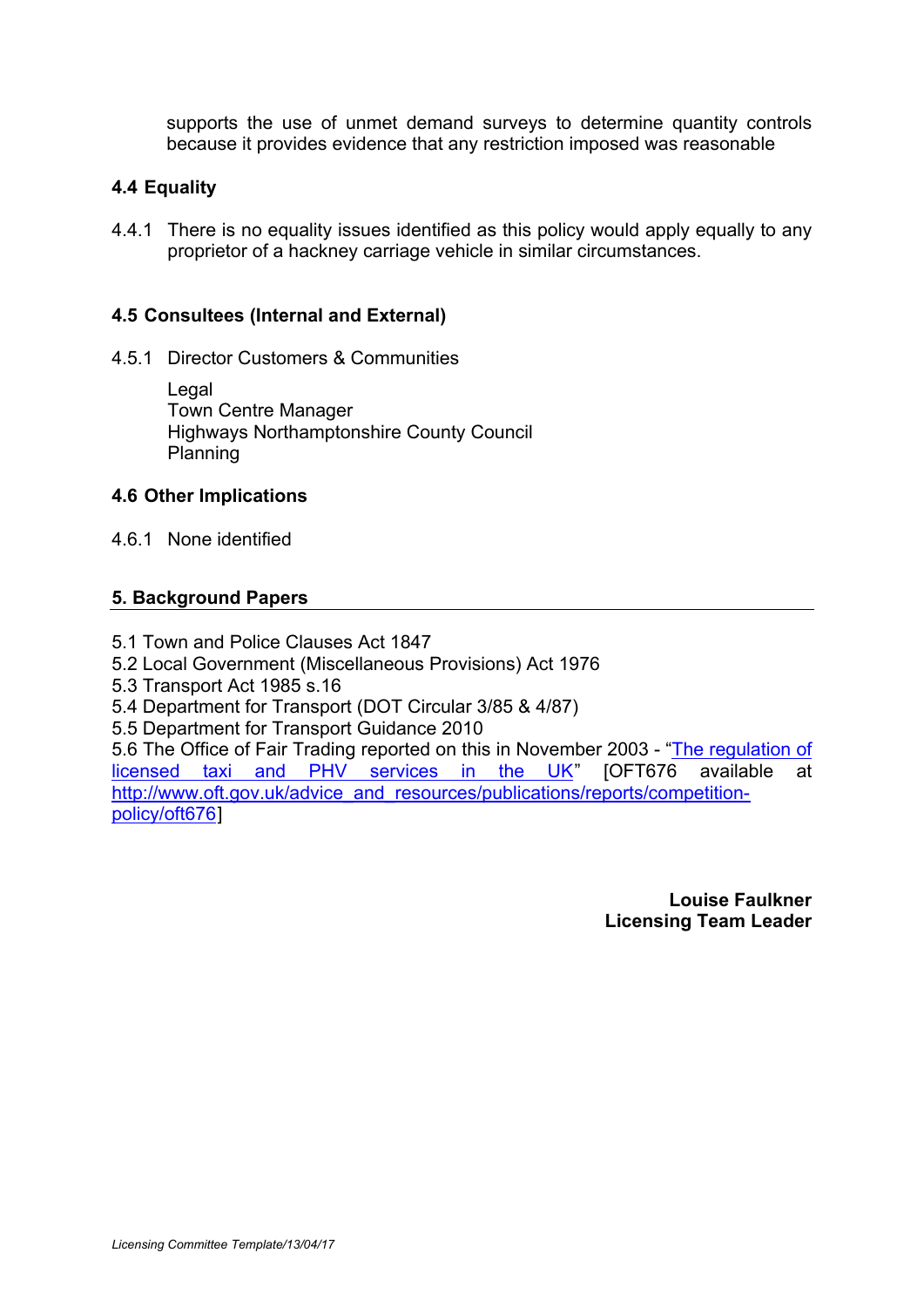supports the use of unmet demand surveys to determine quantity controls because it provides evidence that any restriction imposed was reasonable

**4.4 Equality**

4.4.1 There is no equality issues identified as this policy would apply equally to any proprietor of a hackney carriage vehicle in similar circumstances.

**4.5 Consultees (Internal and External)**

4.5.1 Director Customers & Communities

Legal
Town Centre Manager
Highways Northamptonshire County Council
Planning

**4.6 Other Implications**

4.6.1 None identified

## 5. Background Papers

5.1 Town and Police Clauses Act 1847
5.2 Local Government (Miscellaneous Provisions) Act 1976
5.3 Transport Act 1985 s.16
5.4 Department for Transport (DOT Circular 3/85 & 4/87)
5.5 Department for Transport Guidance 2010
5.6 The Office of Fair Trading reported on this in November 2003 - "The regulation of licensed taxi and PHV services in the UK" [OFT676 available at http://www.oft.gov.uk/advice_and_resources/publications/reports/competition-policy/oft676]

**Louise Faulkner**
**Licensing Team Leader**